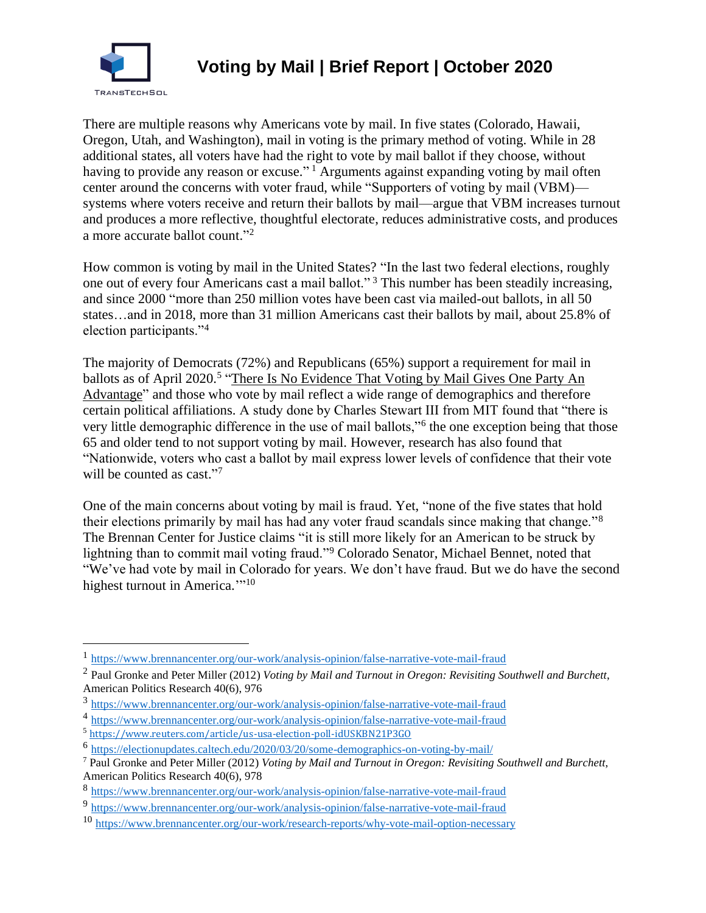# Voting by Mail | Brief Report | October 2020

There are multiple reasons why Americans vote by mail. In five states (Colorado, Hawaii, Oregon, Utah, and Washington), mail in voting is the primary method of voting. While in 28 additional states, all voters have had the right to vote by mail ballot if they choose, without having to provide any reason or excuse."[1] Arguments against expanding voting by mail often center around the concerns with voter fraud, while "Supporters of voting by mail (VBM)—systems where voters receive and return their ballots by mail—argue that VBM increases turnout and produces a more reflective, thoughtful electorate, reduces administrative costs, and produces a more accurate ballot count."[2]

How common is voting by mail in the United States? "In the last two federal elections, roughly one out of every four Americans cast a mail ballot."[3] This number has been steadily increasing, and since 2000 "more than 250 million votes have been cast via mailed-out ballots, in all 50 states…and in 2018, more than 31 million Americans cast their ballots by mail, about 25.8% of election participants."[4]

The majority of Democrats (72%) and Republicans (65%) support a requirement for mail in ballots as of April 2020.[5] "There Is No Evidence That Voting by Mail Gives One Party An Advantage" and those who vote by mail reflect a wide range of demographics and therefore certain political affiliations. A study done by Charles Stewart III from MIT found that "there is very little demographic difference in the use of mail ballots,"[6] the one exception being that those 65 and older tend to not support voting by mail. However, research has also found that "Nationwide, voters who cast a ballot by mail express lower levels of confidence that their vote will be counted as cast."[7]

One of the main concerns about voting by mail is fraud. Yet, "none of the five states that hold their elections primarily by mail has had any voter fraud scandals since making that change."[8] The Brennan Center for Justice claims "it is still more likely for an American to be struck by lightning than to commit mail voting fraud."[9] Colorado Senator, Michael Bennet, noted that "We've had vote by mail in Colorado for years. We don't have fraud. But we do have the second highest turnout in America.'"[10]

---

[1] https://www.brennancenter.org/our-work/analysis-opinion/false-narrative-vote-mail-fraud

[2] Paul Gronke and Peter Miller (2012) *Voting by Mail and Turnout in Oregon: Revisiting Southwell and Burchett*, American Politics Research 40(6), 976

[3] https://www.brennancenter.org/our-work/analysis-opinion/false-narrative-vote-mail-fraud

[4] https://www.brennancenter.org/our-work/analysis-opinion/false-narrative-vote-mail-fraud

[5] https://www.reuters.com/article/us-usa-election-poll-idUSKBN21P3G0

[6] https://electionupdates.caltech.edu/2020/03/20/some-demographics-on-voting-by-mail/

[7] Paul Gronke and Peter Miller (2012) *Voting by Mail and Turnout in Oregon: Revisiting Southwell and Burchett*, American Politics Research 40(6), 978

[8] https://www.brennancenter.org/our-work/analysis-opinion/false-narrative-vote-mail-fraud

[9] https://www.brennancenter.org/our-work/analysis-opinion/false-narrative-vote-mail-fraud

[10] https://www.brennancenter.org/our-work/research-reports/why-vote-mail-option-necessary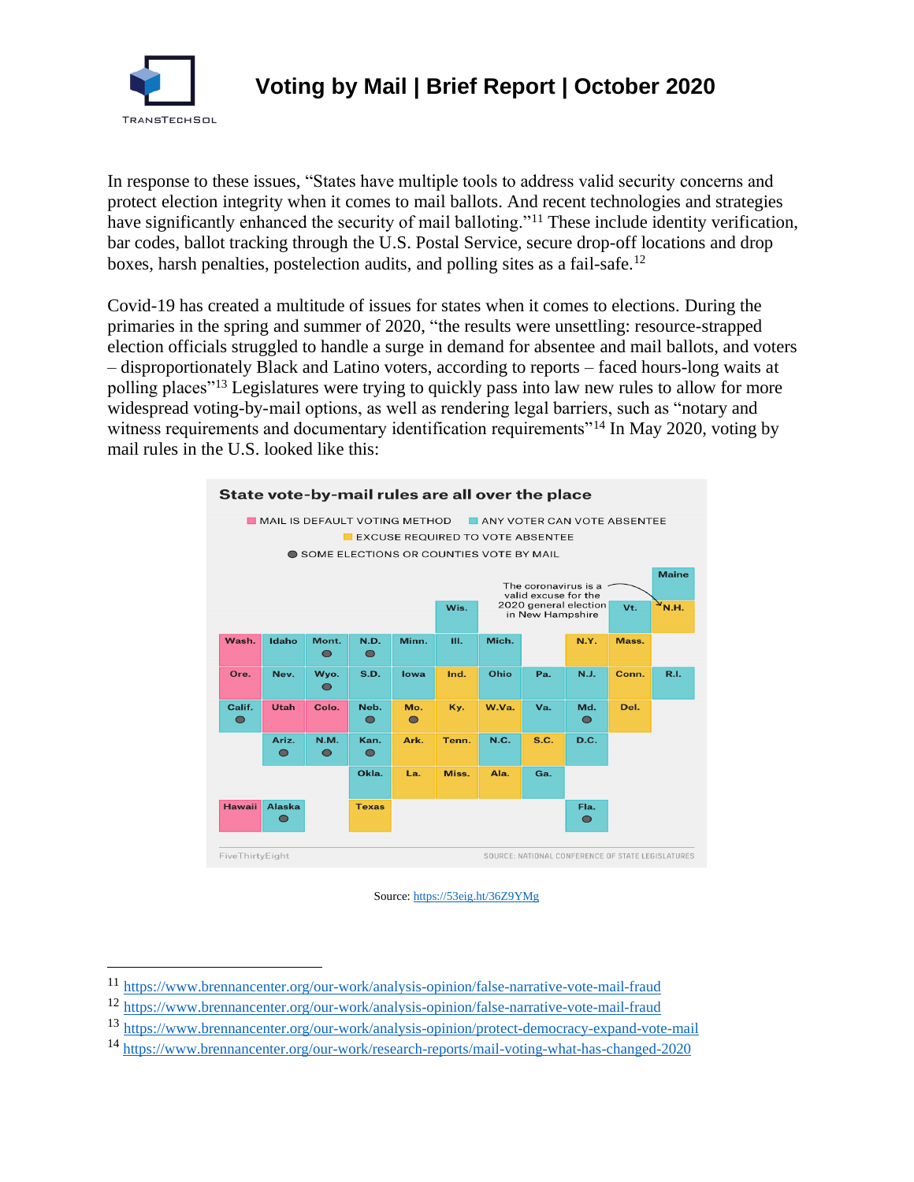In response to these issues, "States have multiple tools to address valid security concerns and protect election integrity when it comes to mail ballots. And recent technologies and strategies have significantly enhanced the security of mail balloting."[11] These include identity verification, bar codes, ballot tracking through the U.S. Postal Service, secure drop-off locations and drop boxes, harsh penalties, postelection audits, and polling sites as a fail-safe.[12]

Covid-19 has created a multitude of issues for states when it comes to elections. During the primaries in the spring and summer of 2020, "the results were unsettling: resource-strapped election officials struggled to handle a surge in demand for absentee and mail ballots, and voters – disproportionately Black and Latino voters, according to reports – faced hours-long waits at polling places"[13] Legislatures were trying to quickly pass into law new rules to allow for more widespread voting-by-mail options, as well as rendering legal barriers, such as "notary and witness requirements and documentary identification requirements"[14] In May 2020, voting by mail rules in the U.S. looked like this:

**State vote-by-mail rules are all over the place**

MAIL IS DEFAULT VOTING METHOD · ANY VOTER CAN VOTE ABSENTEE · EXCUSE REQUIRED TO VOTE ABSENTEE · SOME ELECTIONS OR COUNTIES VOTE BY MAIL

The coronavirus is a valid excuse for the 2020 general election in New Hampshire

FiveThirtyEight — SOURCE: NATIONAL CONFERENCE OF STATE LEGISLATURES

Source: https://53eig.ht/36Z9YMg

---

[11] https://www.brennancenter.org/our-work/analysis-opinion/false-narrative-vote-mail-fraud

[12] https://www.brennancenter.org/our-work/analysis-opinion/false-narrative-vote-mail-fraud

[13] https://www.brennancenter.org/our-work/analysis-opinion/protect-democracy-expand-vote-mail

[14] https://www.brennancenter.org/our-work/research-reports/mail-voting-what-has-changed-2020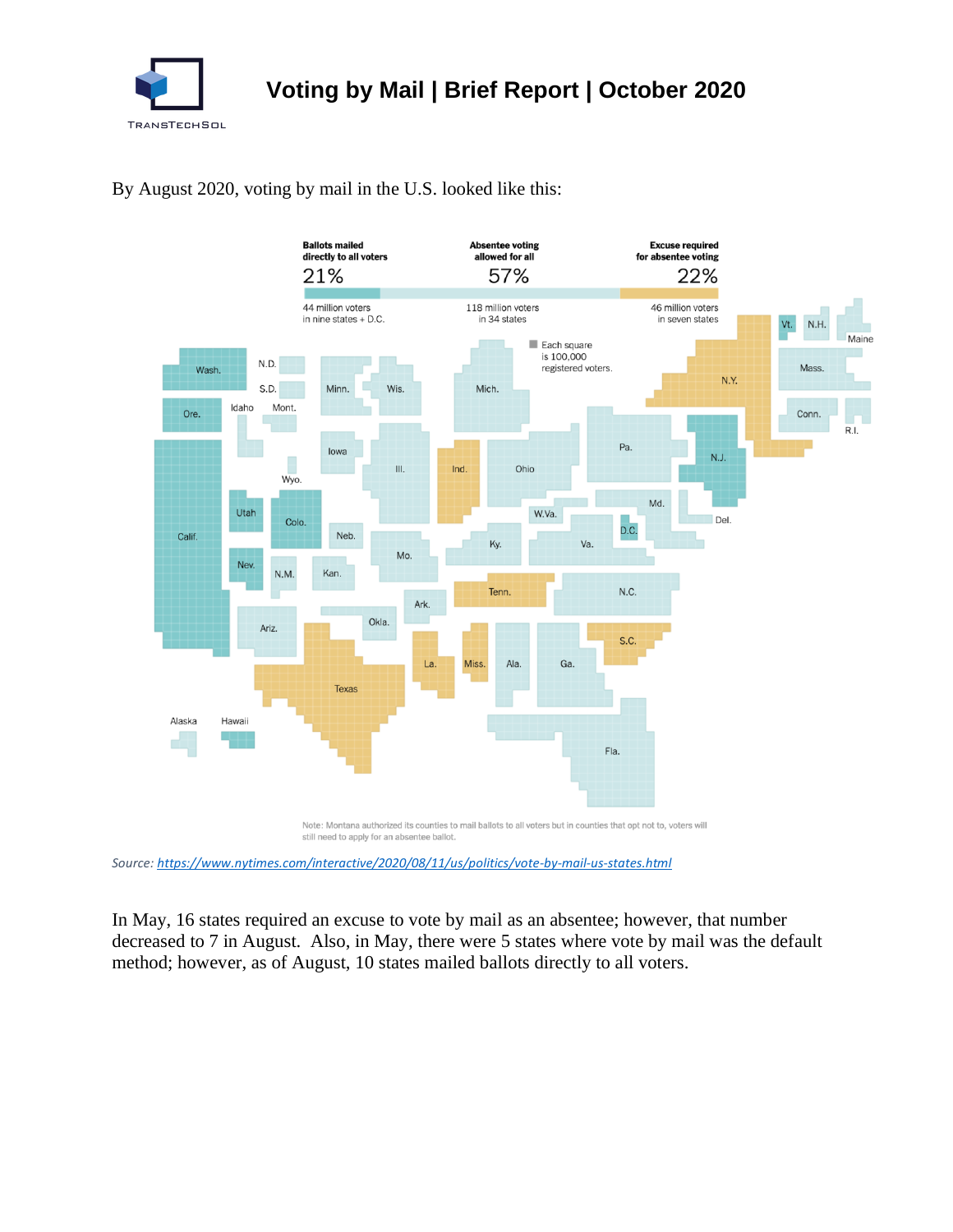By August 2020, voting by mail in the U.S. looked like this:

| Ballots mailed directly to all voters | Absentee voting allowed for all | Excuse required for absentee voting |
|---|---|---|
| 21% | 57% | 22% |
| 44 million voters in nine states + D.C. | 118 million voters in 34 states | 46 million voters in seven states |

Each square is 100,000 registered voters.

Note: Montana authorized its counties to mail ballots to all voters but in counties that opt not to, voters will still need to apply for an absentee ballot.

*Source: https://www.nytimes.com/interactive/2020/08/11/us/politics/vote-by-mail-us-states.html*

In May, 16 states required an excuse to vote by mail as an absentee; however, that number decreased to 7 in August. Also, in May, there were 5 states where vote by mail was the default method; however, as of August, 10 states mailed ballots directly to all voters.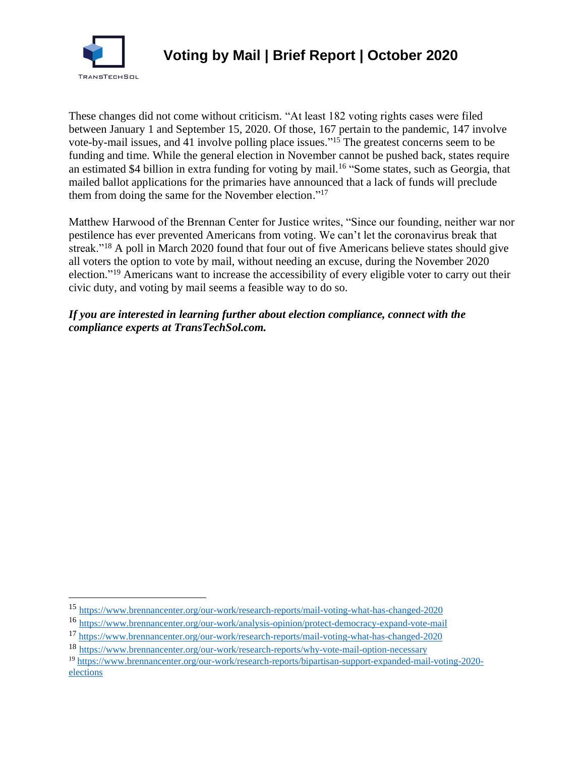These changes did not come without criticism. "At least 182 voting rights cases were filed between January 1 and September 15, 2020. Of those, 167 pertain to the pandemic, 147 involve vote-by-mail issues, and 41 involve polling place issues."[15] The greatest concerns seem to be funding and time. While the general election in November cannot be pushed back, states require an estimated $4 billion in extra funding for voting by mail.[16] "Some states, such as Georgia, that mailed ballot applications for the primaries have announced that a lack of funds will preclude them from doing the same for the November election."[17]

Matthew Harwood of the Brennan Center for Justice writes, "Since our founding, neither war nor pestilence has ever prevented Americans from voting. We can't let the coronavirus break that streak."[18] A poll in March 2020 found that four out of five Americans believe states should give all voters the option to vote by mail, without needing an excuse, during the November 2020 election."[19] Americans want to increase the accessibility of every eligible voter to carry out their civic duty, and voting by mail seems a feasible way to do so.

***If you are interested in learning further about election compliance, connect with the compliance experts at TransTechSol.com.***

---

[15] https://www.brennancenter.org/our-work/research-reports/mail-voting-what-has-changed-2020

[16] https://www.brennancenter.org/our-work/analysis-opinion/protect-democracy-expand-vote-mail

[17] https://www.brennancenter.org/our-work/research-reports/mail-voting-what-has-changed-2020

[18] https://www.brennancenter.org/our-work/research-reports/why-vote-mail-option-necessary

[19] https://www.brennancenter.org/our-work/research-reports/bipartisan-support-expanded-mail-voting-2020-elections